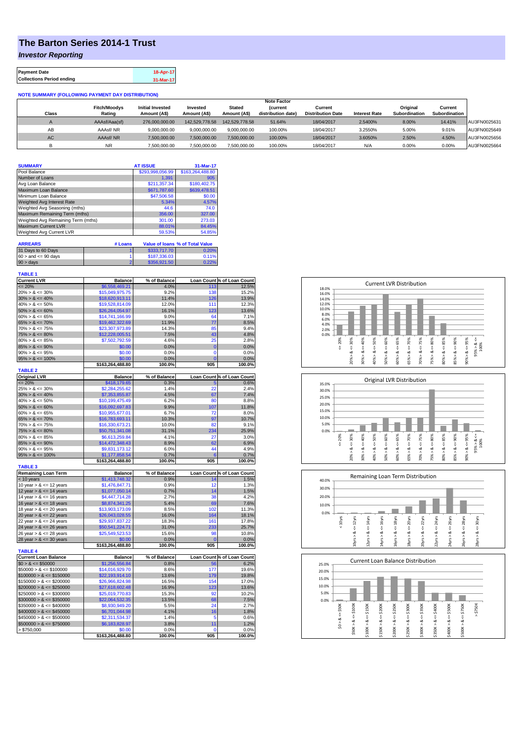# The Barton Series 2014-1 Trust

## *Investor Reporting*

| Payment Date | 18-Apr-17 |
|---|---|
| Collections Period ending | 31-Mar-17 |

**NOTE SUMMARY (FOLLOWING PAYMENT DAY DISTRIBUTION)**

| Class | Fitch/Moodys Rating | Initial Invested Amount (A$) | Invested Amount (A$) | Stated Amount (A$) | Note Factor (current distribution date) | Current Distribution Date | Interest Rate | Original Subordination | Current Subordination | |
|---|---|---|---|---|---|---|---|---|---|---|
| A | AAAsf/Aaa(sf) | 276,000,000.00 | 142,529,778.58 | 142,529,778.58 | 51.64% | 18/04/2017 | 2.5400% | 8.00% | 14.41% | AU3FN0025631 |
| AB | AAAsf/ NR | 9,000,000.00 | 9,000,000.00 | 9,000,000.00 | 100.00% | 18/04/2017 | 3.2550% | 5.00% | 9.01% | AU3FN0025649 |
| AC | AAAsf/ NR | 7,500,000.00 | 7,500,000.00 | 7,500,000.00 | 100.00% | 18/04/2017 | 3.6050% | 2.50% | 4.50% | AU3FN0025656 |
| B | NR | 7,500,000.00 | 7,500,000.00 | 7,500,000.00 | 100.00% | 18/04/2017 | N/A | 0.00% | 0.00% | AU3FN0025664 |

| SUMMARY | AT ISSUE | 31-Mar-17 |
|---|---|---|
| Pool Balance | $293,998,056.99 | $163,264,488.80 |
| Number of Loans | 1,391 | 905 |
| Avg Loan Balance | $211,357.34 | $180,402.75 |
| Maximum Loan Balance | $671,787.60 | $639,478.51 |
| Minimum Loan Balance | $47,506.58 | $0.00 |
| Weighted Avg Interest Rate | 5.34% | 4.57% |
| Weighted Avg Seasoning (mths) | 44.6 | 74.0 |
| Maximum Remaining Term (mths) | 356.00 | 327.00 |
| Weighted Avg Remaining Term (mths) | 301.00 | 273.03 |
| Maximum Current LVR | 88.01% | 84.45% |
| Weighted Avg Current LVR | 59.53% | 54.85% |

| ARREARS | # Loans | Value of loans | % of Total Value |
|---|---|---|---|
| 31 Days to 60 Days | 1 | $333,717.70 | 0.20% |
| 60 > and <= 90 days | 1 | $187,336.03 | 0.11% |
| 90 > days | 2 | $356,921.50 | 0.22% |

**TABLE 1**

| Current LVR | Balance | % of Balance | Loan Count | % of Loan Count |
|---|---|---|---|---|
| <= 20% | $6,558,469.21 | 4.0% | 113 | 12.5% |
| 20% > & <= 30% | $15,049,975.75 | 9.2% | 138 | 15.2% |
| 30% > & <= 40% | $18,620,913.11 | 11.4% | 126 | 13.9% |
| 40% > & <= 50% | $19,528,814.09 | 12.0% | 111 | 12.3% |
| 50% > & <= 60% | $26,264,054.97 | 16.1% | 123 | 13.6% |
| 60% > & <= 65% | $14,741,166.99 | 9.0% | 64 | 7.1% |
| 65% > & <= 70% | $19,462,322.69 | 11.9% | 77 | 8.5% |
| 70% > & <= 75% | $23,307,973.89 | 14.3% | 85 | 9.4% |
| 75% > & <= 80% | $12,228,005.51 | 7.5% | 43 | 4.8% |
| 80% > & <= 85% | $7,502,792.59 | 4.6% | 25 | 2.8% |
| 85% > & <= 90% | $0.00 | 0.0% | 0 | 0.0% |
| 90% > & <= 95% | $0.00 | 0.0% | 0 | 0.0% |
| 95% > & <= 100% | $0.00 | 0.0% | 0 | 0.0% |
| | $163,264,488.80 | 100.0% | 905 | 100.0% |

**TABLE 2**

| Original LVR | Balance | % of Balance | Loan Count | % of Loan Count |
|---|---|---|---|---|
| <= 20% | $418,179.65 | 0.3% | 5 | 0.6% |
| 25% > & <= 30% | $2,284,255.62 | 1.4% | 22 | 2.4% |
| 30% > & <= 40% | $7,353,855.87 | 4.5% | 67 | 7.4% |
| 40% > & <= 50% | $10,199,475.49 | 6.2% | 80 | 8.8% |
| 50% > & <= 60% | $16,092,697.83 | 9.9% | 107 | 11.8% |
| 60% > & <= 65% | $10,955,677.01 | 6.7% | 72 | 8.0% |
| 65% > & <= 70% | $16,783,693.11 | 10.3% | 97 | 10.7% |
| 70% > & <= 75% | $16,330,673.21 | 10.0% | 82 | 9.1% |
| 75% > & <= 80% | $50,751,341.08 | 31.1% | 234 | 25.9% |
| 80% > & <= 85% | $6,613,259.84 | 4.1% | 27 | 3.0% |
| 85% > & <= 90% | $14,472,348.43 | 8.9% | 62 | 6.9% |
| 90% > & <= 95% | $9,831,173.12 | 6.0% | 44 | 4.9% |
| 95% > & <= 100% | $1,177,858.54 | 0.7% | 6 | 0.7% |
| | $163,264,488.80 | 100.0% | 905 | 100.0% |

**TABLE 3**

| Remaining Loan Term | Balance | % of Balance | Loan Count | % of Loan Count |
|---|---|---|---|---|
| < 10 years | $1,413,748.32 | 0.9% | 14 | 1.5% |
| 10 year > & <= 12 years | $1,476,847.71 | 0.9% | 12 | 1.3% |
| 12 year > & <= 14 years | $1,077,050.14 | 0.7% | 14 | 1.5% |
| 14 year > & <= 16 years | $4,447,714.28 | 2.7% | 38 | 4.2% |
| 16 year > & <= 18 years | $8,874,341.25 | 5.4% | 69 | 7.6% |
| 18 year > & <= 20 years | $13,903,173.09 | 8.5% | 102 | 11.3% |
| 20 year > & <= 22 years | $26,043,028.55 | 16.0% | 164 | 18.1% |
| 22 year > & <= 24 years | $29,937,837.22 | 18.3% | 161 | 17.8% |
| 24 year > & <= 26 years | $50,541,224.71 | 31.0% | 233 | 25.7% |
| 26 year > & <= 28 years | $25,549,523.53 | 15.6% | 98 | 10.8% |
| 28 year > & <= 30 years | $0.00 | 0.0% | 0 | 0.0% |
| | $163,264,488.80 | 100.0% | 905 | 100.0% |

**TABLE 4**

| Current Loan Balance | Balance | % of Balance | Loan Count | % of Loan Count |
|---|---|---|---|---|
| $0 > & <= $50000 | $1,256,556.84 | 0.8% | 56 | 6.2% |
| $50000 > & <= $100000 | $14,016,929.70 | 8.6% | 177 | 19.6% |
| $100000 > & <= $150000 | $22,193,914.10 | 13.6% | 179 | 19.8% |
| $150000 > & <= $200000 | $26,966,824.98 | 16.5% | 154 | 17.0% |
| $200000 > & <= $250000 | $27,618,602.48 | 16.9% | 123 | 13.6% |
| $250000 > & <= $300000 | $25,019,770.83 | 15.3% | 92 | 10.2% |
| $300000 > & <= $350000 | $22,064,532.35 | 13.5% | 68 | 7.5% |
| $350000 > & <= $400000 | $8,930,949.20 | 5.5% | 24 | 2.7% |
| $400000 > & <= $450000 | $6,701,044.98 | 4.1% | 16 | 1.8% |
| $450000 > & <= $500000 | $2,311,534.37 | 1.4% | 5 | 0.6% |
| $500000 > & <= $750000 | $6,183,828.97 | 3.8% | 11 | 1.2% |
| > $750,000 | $0.00 | 0.0% | 0 | 0.0% |
| | $163,264,488.80 | 100.0% | 905 | 100.0% |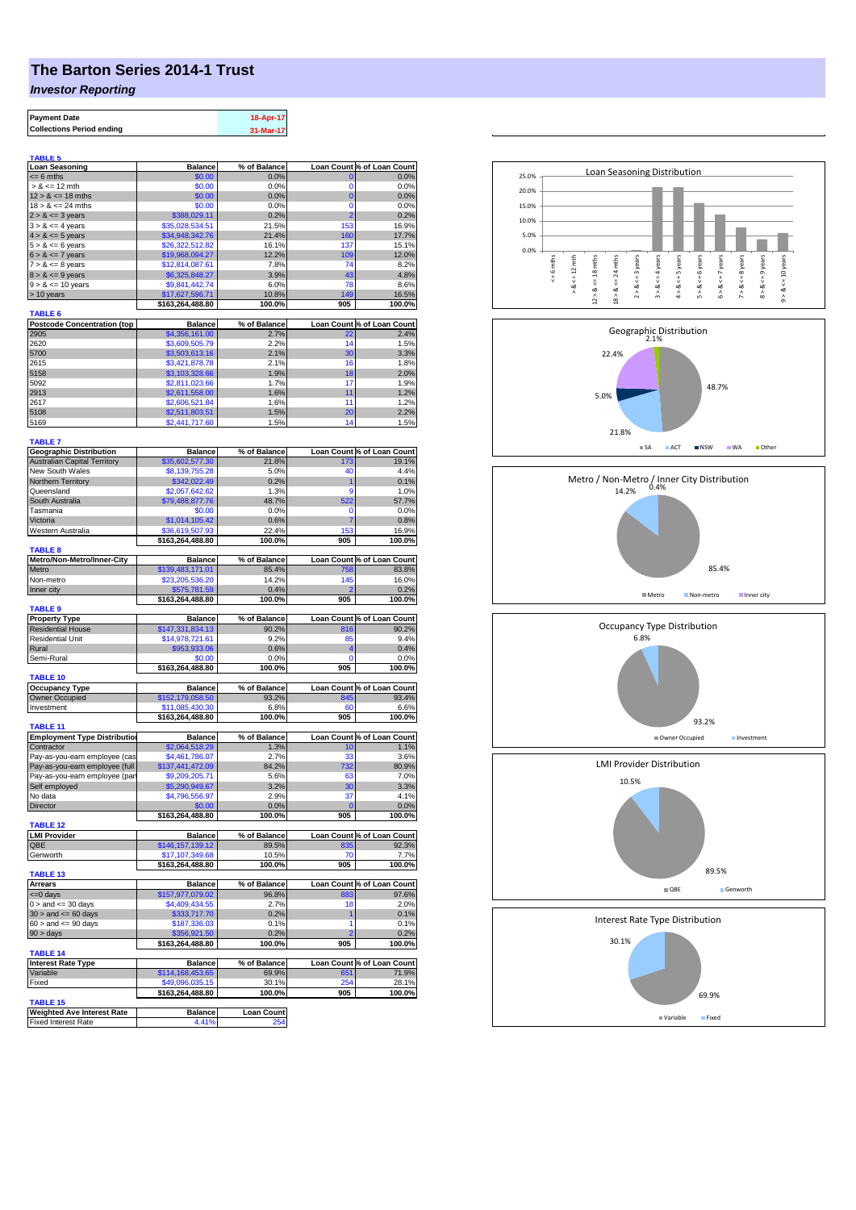# The Barton Series 2014-1 Trust

## *Investor Reporting*

| | |
|---|---|
| **Payment Date** | 18-Apr-17 |
| **Collections Period ending** | 31-Mar-17 |

**TABLE 5**

| Loan Seasoning | Balance | % of Balance | Loan Count | % of Loan Count |
|---|---|---|---|---|
| <= 6 mths | $0.00 | 0.0% | 0 | 0.0% |
| > & <= 12 mth | $0.00 | 0.0% | 0 | 0.0% |
| 12 > & <= 18 mths | $0.00 | 0.0% | 0 | 0.0% |
| 18 > & <= 24 mths | $0.00 | 0.0% | 0 | 0.0% |
| 2 > & <= 3 years | $388,029.11 | 0.2% | 2 | 0.2% |
| 3 > & <= 4 years | $35,028,534.51 | 21.5% | 153 | 16.9% |
| 4 > & <= 5 years | $34,948,342.76 | 21.4% | 160 | 17.7% |
| 5 > & <= 6 years | $26,322,512.82 | 16.1% | 137 | 15.1% |
| 6 > & <= 7 years | $19,968,094.27 | 12.2% | 109 | 12.0% |
| 7 > & <= 8 years | $12,814,087.61 | 7.8% | 74 | 8.2% |
| 8 > & <= 9 years | $6,325,848.27 | 3.9% | 43 | 4.8% |
| 9 > & <= 10 years | $9,841,442.74 | 6.0% | 78 | 8.6% |
| > 10 years | $17,627,596.71 | 10.8% | 149 | 16.5% |
| | $163,264,488.80 | 100.0% | 905 | 100.0% |

**TABLE 6**

| Postcode Concentration (top 10) | Balance | % of Balance | Loan Count | % of Loan Count |
|---|---|---|---|---|
| 2905 | $4,356,161.00 | 2.7% | 22 | 2.4% |
| 2620 | $3,609,505.79 | 2.2% | 14 | 1.5% |
| 5700 | $3,503,613.16 | 2.1% | 30 | 3.3% |
| 2615 | $3,421,878.78 | 2.1% | 16 | 1.8% |
| 5158 | $3,103,328.66 | 1.9% | 18 | 2.0% |
| 5092 | $2,811,023.66 | 1.7% | 17 | 1.9% |
| 2913 | $2,611,558.00 | 1.6% | 11 | 1.2% |
| 2617 | $2,606,521.84 | 1.6% | 11 | 1.2% |
| 5108 | $2,511,803.51 | 1.5% | 20 | 2.2% |
| 5169 | $2,441,717.60 | 1.5% | 14 | 1.5% |

**TABLE 7**

| Geographic Distribution | Balance | % of Balance | Loan Count | % of Loan Count |
|---|---|---|---|---|
| Australian Capital Territory | $35,602,577.30 | 21.8% | 173 | 19.1% |
| New South Wales | $8,139,755.28 | 5.0% | 40 | 4.4% |
| Northern Territory | $342,022.49 | 0.2% | 1 | 0.1% |
| Queensland | $2,057,642.62 | 1.3% | 9 | 1.0% |
| South Australia | $79,488,877.76 | 48.7% | 522 | 57.7% |
| Tasmania | $0.00 | 0.0% | 0 | 0.0% |
| Victoria | $1,014,105.42 | 0.6% | 7 | 0.8% |
| Western Australia | $36,619,507.93 | 22.4% | 153 | 16.9% |
| | $163,264,488.80 | 100.0% | 905 | 100.0% |

**TABLE 8**

| Metro/Non-Metro/Inner-City | Balance | % of Balance | Loan Count | % of Loan Count |
|---|---|---|---|---|
| Metro | $139,483,171.01 | 85.4% | 758 | 83.8% |
| Non-metro | $23,205,536.20 | 14.2% | 145 | 16.0% |
| Inner city | $575,781.59 | 0.4% | 2 | 0.2% |
| | $163,264,488.80 | 100.0% | 905 | 100.0% |

**TABLE 9**

| Property Type | Balance | % of Balance | Loan Count | % of Loan Count |
|---|---|---|---|---|
| Residential House | $147,331,834.13 | 90.2% | 816 | 90.2% |
| Residential Unit | $14,978,721.61 | 9.2% | 85 | 9.4% |
| Rural | $953,933.06 | 0.6% | 4 | 0.4% |
| Semi-Rural | $0.00 | 0.0% | 0 | 0.0% |
| | $163,264,488.80 | 100.0% | 905 | 100.0% |

**TABLE 10**

| Occupancy Type | Balance | % of Balance | Loan Count | % of Loan Count |
|---|---|---|---|---|
| Owner Occupied | $152,179,058.50 | 93.2% | 845 | 93.4% |
| Investment | $11,085,430.30 | 6.8% | 60 | 6.6% |
| | $163,264,488.80 | 100.0% | 905 | 100.0% |

**TABLE 11**

| Employment Type Distribution | Balance | % of Balance | Loan Count | % of Loan Count |
|---|---|---|---|---|
| Contractor | $2,064,518.29 | 1.3% | 10 | 1.1% |
| Pay-as-you-earn employee (casual) | $4,461,786.07 | 2.7% | 33 | 3.6% |
| Pay-as-you-earn employee (full time) | $137,441,472.09 | 84.2% | 732 | 80.9% |
| Pay-as-you-earn employee (part time) | $9,209,205.71 | 5.6% | 63 | 7.0% |
| Self employed | $5,290,949.67 | 3.2% | 30 | 3.3% |
| No data | $4,796,556.97 | 2.9% | 37 | 4.1% |
| Director | $0.00 | 0.0% | 0 | 0.0% |
| | $163,264,488.80 | 100.0% | 905 | 100.0% |

**TABLE 12**

| LMI Provider | Balance | % of Balance | Loan Count | % of Loan Count |
|---|---|---|---|---|
| QBE | $146,157,139.12 | 89.5% | 835 | 92.3% |
| Genworth | $17,107,349.68 | 10.5% | 70 | 7.7% |
| | $163,264,488.80 | 100.0% | 905 | 100.0% |

**TABLE 13**

| Arrears | Balance | % of Balance | Loan Count | % of Loan Count |
|---|---|---|---|---|
| <=0 days | $157,977,079.02 | 96.8% | 883 | 97.6% |
| 0 > and <= 30 days | $4,409,434.55 | 2.7% | 18 | 2.0% |
| 30 > and <= 60 days | $333,717.70 | 0.2% | 1 | 0.1% |
| 60 > and <= 90 days | $187,336.03 | 0.1% | 1 | 0.1% |
| 90 > days | $356,921.50 | 0.2% | 2 | 0.2% |
| | $163,264,488.80 | 100.0% | 905 | 100.0% |

**TABLE 14**

| Interest Rate Type | Balance | % of Balance | Loan Count | % of Loan Count |
|---|---|---|---|---|
| Variable | $114,168,453.65 | 69.9% | 651 | 71.9% |
| Fixed | $49,096,035.15 | 30.1% | 254 | 28.1% |
| | $163,264,488.80 | 100.0% | 905 | 100.0% |

**TABLE 15**

| Weighted Ave Interest Rate | Balance | Loan Count |
|---|---|---|
| Fixed Interest Rate | 4.41% | 254 |

Loan Seasoning Distribution
25.0%
20.0%
15.0%
10.0%
5.0%
0.0%
<= 6 mths
> & <= 12 mth
12 > & <= 18 mths
18 > & <= 24 mths
2 > & <= 3 years
3 > & <= 4 years
4 > & <= 5 years
5 > & <= 6 years
6 > & <= 7 years
7 > & <= 8 years
8 > & <= 9 years
9 > & <= 10 years

Geographic Distribution
2.1%
22.4%
48.7%
5.0%
21.8%
SA ACT NSW WA Other

Metro / Non-Metro / Inner City Distribution
0.4%
14.2%
85.4%
Metro Non-metro Inner city

Occupancy Type Distribution
6.8%
93.2%
Owner Occupied Investment

LMI Provider Distribution
10.5%
89.5%
QBE Genworth

Interest Rate Type Distribution
30.1%
69.9%
Variable Fixed